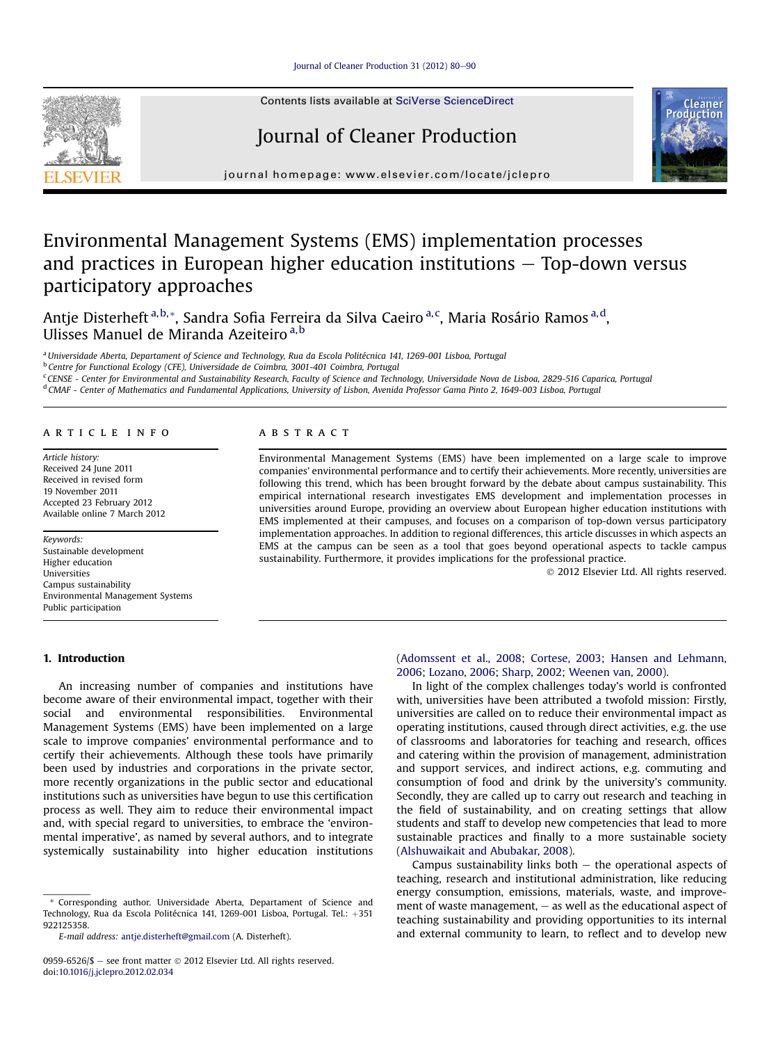# Environmental Management Systems (EMS) implementation processes and practices in European higher education institutions – Top-down versus participatory approaches

Antje Disterheft[a,b,*], Sandra Sofia Ferreira da Silva Caeiro[a,c], Maria Rosário Ramos[a,d], Ulisses Manuel de Miranda Azeiteiro[a,b]

[a] Universidade Aberta, Departament of Science and Technology, Rua da Escola Politécnica 141, 1269-001 Lisboa, Portugal
[b] Centre for Functional Ecology (CFE), Universidade de Coimbra, 3001-401 Coimbra, Portugal
[c] CENSE - Center for Environmental and Sustainability Research, Faculty of Science and Technology, Universidade Nova de Lisboa, 2829-516 Caparica, Portugal
[d] CMAF - Center of Mathematics and Fundamental Applications, University of Lisbon, Avenida Professor Gama Pinto 2, 1649-003 Lisboa, Portugal

## ARTICLE INFO

*Article history:*
Received 24 June 2011
Received in revised form
19 November 2011
Accepted 23 February 2012
Available online 7 March 2012

*Keywords:*
Sustainable development
Higher education
Universities
Campus sustainability
Environmental Management Systems
Public participation

## ABSTRACT

Environmental Management Systems (EMS) have been implemented on a large scale to improve companies' environmental performance and to certify their achievements. More recently, universities are following this trend, which has been brought forward by the debate about campus sustainability. This empirical international research investigates EMS development and implementation processes in universities around Europe, providing an overview about European higher education institutions with EMS implemented at their campuses, and focuses on a comparison of top-down versus participatory implementation approaches. In addition to regional differences, this article discusses in which aspects an EMS at the campus can be seen as a tool that goes beyond operational aspects to tackle campus sustainability. Furthermore, it provides implications for the professional practice.

© 2012 Elsevier Ltd. All rights reserved.

## 1. Introduction

An increasing number of companies and institutions have become aware of their environmental impact, together with their social and environmental responsibilities. Environmental Management Systems (EMS) have been implemented on a large scale to improve companies' environmental performance and to certify their achievements. Although these tools have primarily been used by industries and corporations in the private sector, more recently organizations in the public sector and educational institutions such as universities have begun to use this certification process as well. They aim to reduce their environmental impact and, with special regard to universities, to embrace the 'environmental imperative', as named by several authors, and to integrate systemically sustainability into higher education institutions (Adomssent et al., 2008; Cortese, 2003; Hansen and Lehmann, 2006; Lozano, 2006; Sharp, 2002; Weenen van, 2000).

In light of the complex challenges today's world is confronted with, universities have been attributed a twofold mission: Firstly, universities are called on to reduce their environmental impact as operating institutions, caused through direct activities, e.g. the use of classrooms and laboratories for teaching and research, offices and catering within the provision of management, administration and support services, and indirect actions, e.g. commuting and consumption of food and drink by the university's community. Secondly, they are called up to carry out research and teaching in the field of sustainability, and on creating settings that allow students and staff to develop new competencies that lead to more sustainable practices and finally to a more sustainable society (Alshuwaikait and Abubakar, 2008).

Campus sustainability links both – the operational aspects of teaching, research and institutional administration, like reducing energy consumption, emissions, materials, waste, and improvement of waste management, – as well as the educational aspect of teaching sustainability and providing opportunities to its internal and external community to learn, to reflect and to develop new

\* Corresponding author. Universidade Aberta, Departament of Science and Technology, Rua da Escola Politécnica 141, 1269-001 Lisboa, Portugal. Tel.: +351 922125358.
E-mail address: antje.disterheft@gmail.com (A. Disterheft).

0959-6526/$ – see front matter © 2012 Elsevier Ltd. All rights reserved.
doi:10.1016/j.jclepro.2012.02.034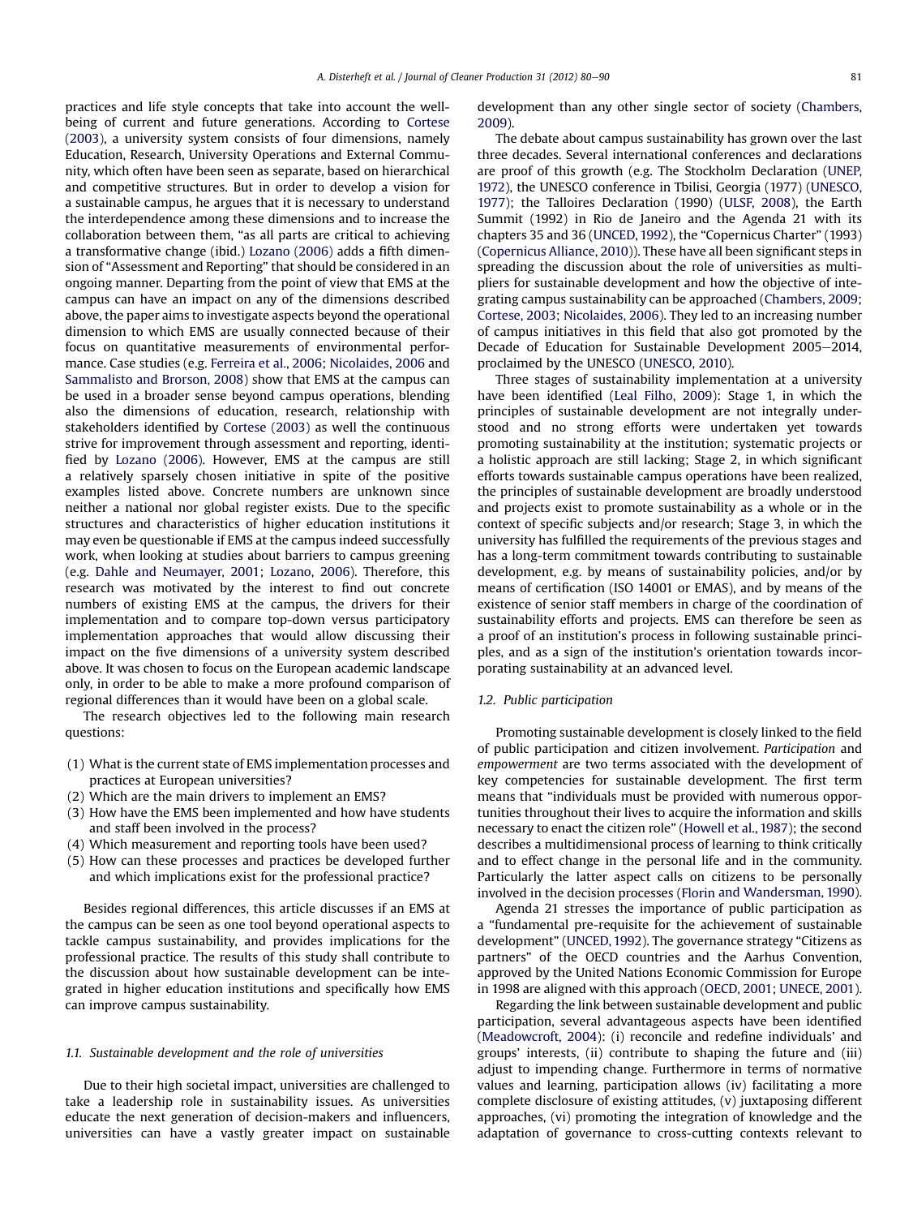practices and life style concepts that take into account the well-being of current and future generations. According to Cortese (2003), a university system consists of four dimensions, namely Education, Research, University Operations and External Community, which often have been seen as separate, based on hierarchical and competitive structures. But in order to develop a vision for a sustainable campus, he argues that it is necessary to understand the interdependence among these dimensions and to increase the collaboration between them, "as all parts are critical to achieving a transformative change (ibid.) Lozano (2006) adds a fifth dimension of "Assessment and Reporting" that should be considered in an ongoing manner. Departing from the point of view that EMS at the campus can have an impact on any of the dimensions described above, the paper aims to investigate aspects beyond the operational dimension to which EMS are usually connected because of their focus on quantitative measurements of environmental performance. Case studies (e.g. Ferreira et al., 2006; Nicolaides, 2006 and Sammalisto and Brorson, 2008) show that EMS at the campus can be used in a broader sense beyond campus operations, blending also the dimensions of education, research, relationship with stakeholders identified by Cortese (2003) as well the continuous strive for improvement through assessment and reporting, identified by Lozano (2006). However, EMS at the campus are still a relatively sparsely chosen initiative in spite of the positive examples listed above. Concrete numbers are unknown since neither a national nor global register exists. Due to the specific structures and characteristics of higher education institutions it may even be questionable if EMS at the campus indeed successfully work, when looking at studies about barriers to campus greening (e.g. Dahle and Neumayer, 2001; Lozano, 2006). Therefore, this research was motivated by the interest to find out concrete numbers of existing EMS at the campus, the drivers for their implementation and to compare top-down versus participatory implementation approaches that would allow discussing their impact on the five dimensions of a university system described above. It was chosen to focus on the European academic landscape only, in order to be able to make a more profound comparison of regional differences than it would have been on a global scale.

The research objectives led to the following main research questions:

(1) What is the current state of EMS implementation processes and practices at European universities?
(2) Which are the main drivers to implement an EMS?
(3) How have the EMS been implemented and how have students and staff been involved in the process?
(4) Which measurement and reporting tools have been used?
(5) How can these processes and practices be developed further and which implications exist for the professional practice?

Besides regional differences, this article discusses if an EMS at the campus can be seen as one tool beyond operational aspects to tackle campus sustainability, and provides implications for the professional practice. The results of this study shall contribute to the discussion about how sustainable development can be integrated in higher education institutions and specifically how EMS can improve campus sustainability.

### 1.1. Sustainable development and the role of universities

Due to their high societal impact, universities are challenged to take a leadership role in sustainability issues. As universities educate the next generation of decision-makers and influencers, universities can have a vastly greater impact on sustainable development than any other single sector of society (Chambers, 2009).

The debate about campus sustainability has grown over the last three decades. Several international conferences and declarations are proof of this growth (e.g. The Stockholm Declaration (UNEP, 1972), the UNESCO conference in Tbilisi, Georgia (1977) (UNESCO, 1977); the Talloires Declaration (1990) (ULSF, 2008), the Earth Summit (1992) in Rio de Janeiro and the Agenda 21 with its chapters 35 and 36 (UNCED, 1992), the "Copernicus Charter" (1993) (Copernicus Alliance, 2010)). These have all been significant steps in spreading the discussion about the role of universities as multipliers for sustainable development and how the objective of integrating campus sustainability can be approached (Chambers, 2009; Cortese, 2003; Nicolaides, 2006). They led to an increasing number of campus initiatives in this field that also got promoted by the Decade of Education for Sustainable Development 2005–2014, proclaimed by the UNESCO (UNESCO, 2010).

Three stages of sustainability implementation at a university have been identified (Leal Filho, 2009): Stage 1, in which the principles of sustainable development are not integrally understood and no strong efforts were undertaken yet towards promoting sustainability at the institution; systematic projects or a holistic approach are still lacking; Stage 2, in which significant efforts towards sustainable campus operations have been realized, the principles of sustainable development are broadly understood and projects exist to promote sustainability as a whole or in the context of specific subjects and/or research; Stage 3, in which the university has fulfilled the requirements of the previous stages and has a long-term commitment towards contributing to sustainable development, e.g. by means of sustainability policies, and/or by means of certification (ISO 14001 or EMAS), and by means of the existence of senior staff members in charge of the coordination of sustainability efforts and projects. EMS can therefore be seen as a proof of an institution's process in following sustainable principles, and as a sign of the institution's orientation towards incorporating sustainability at an advanced level.

### 1.2. Public participation

Promoting sustainable development is closely linked to the field of public participation and citizen involvement. *Participation* and *empowerment* are two terms associated with the development of key competencies for sustainable development. The first term means that "individuals must be provided with numerous opportunities throughout their lives to acquire the information and skills necessary to enact the citizen role" (Howell et al., 1987); the second describes a multidimensional process of learning to think critically and to effect change in the personal life and in the community. Particularly the latter aspect calls on citizens to be personally involved in the decision processes (Florin and Wandersman, 1990).

Agenda 21 stresses the importance of public participation as a "fundamental pre-requisite for the achievement of sustainable development" (UNCED, 1992). The governance strategy "Citizens as partners" of the OECD countries and the Aarhus Convention, approved by the United Nations Economic Commission for Europe in 1998 are aligned with this approach (OECD, 2001; UNECE, 2001).

Regarding the link between sustainable development and public participation, several advantageous aspects have been identified (Meadowcroft, 2004): (i) reconcile and redefine individuals' and groups' interests, (ii) contribute to shaping the future and (iii) adjust to impending change. Furthermore in terms of normative values and learning, participation allows (iv) facilitating a more complete disclosure of existing attitudes, (v) juxtaposing different approaches, (vi) promoting the integration of knowledge and the adaptation of governance to cross-cutting contexts relevant to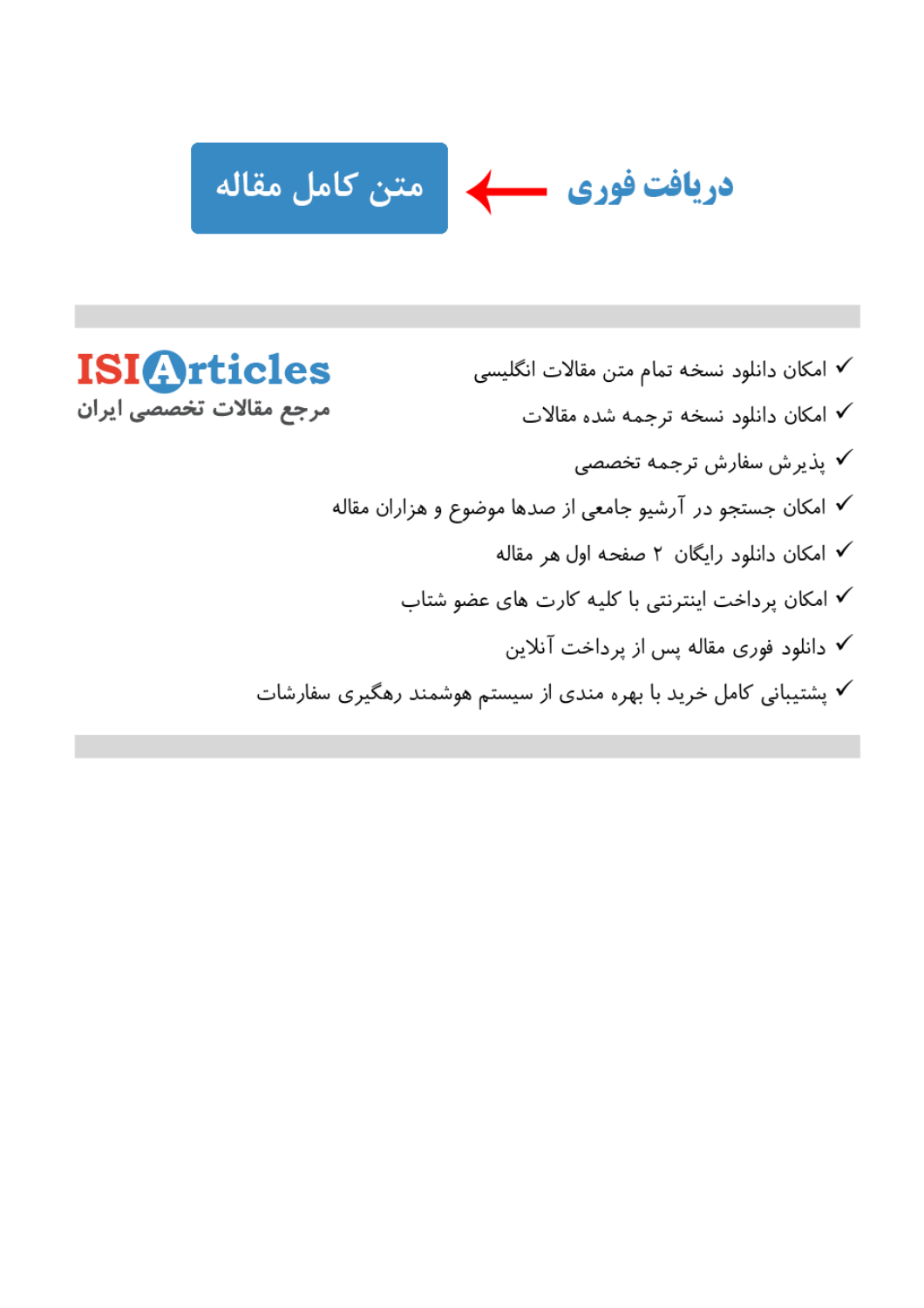دریافت فوری ← متن کامل مقاله

**ISIArticles**
مرجع مقالات تخصصی ایران

- ✓ امکان دانلود نسخه تمام متن مقالات انگلیسی
- ✓ امکان دانلود نسخه ترجمه شده مقالات
- ✓ پذیرش سفارش ترجمه تخصصی
- ✓ امکان جستجو در آرشیو جامعی از صدها موضوع و هزاران مقاله
- ✓ امکان دانلود رایگان ۲ صفحه اول هر مقاله
- ✓ امکان پرداخت اینترنتی با کلیه کارت های عضو شتاب
- ✓ دانلود فوری مقاله پس از پرداخت آنلاین
- ✓ پشتیبانی کامل خرید با بهره مندی از سیستم هوشمند رهگیری سفارشات